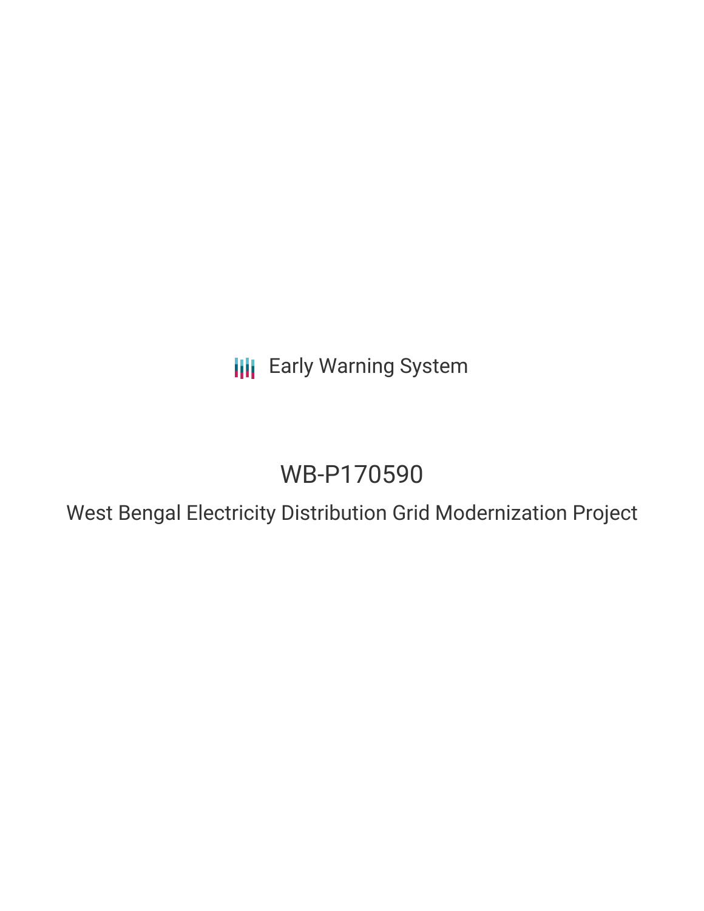Early Warning System

# WB-P170590

## West Bengal Electricity Distribution Grid Modernization Project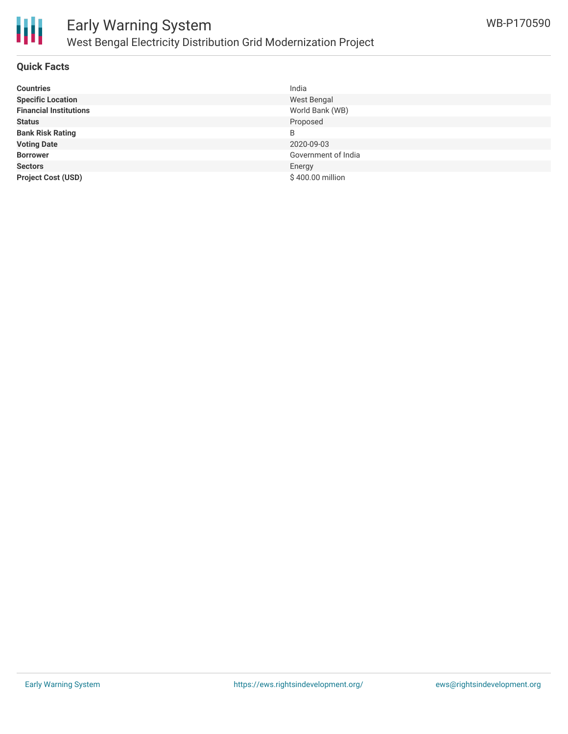# Early Warning System

## West Bengal Electricity Distribution Grid Modernization Project

WB-P170590

### Quick Facts

| | |
|---|---|
| **Countries** | India |
| **Specific Location** | West Bengal |
| **Financial Institutions** | World Bank (WB) |
| **Status** | Proposed |
| **Bank Risk Rating** | B |
| **Voting Date** | 2020-09-03 |
| **Borrower** | Government of India |
| **Sectors** | Energy |
| **Project Cost (USD)** | $ 400.00 million |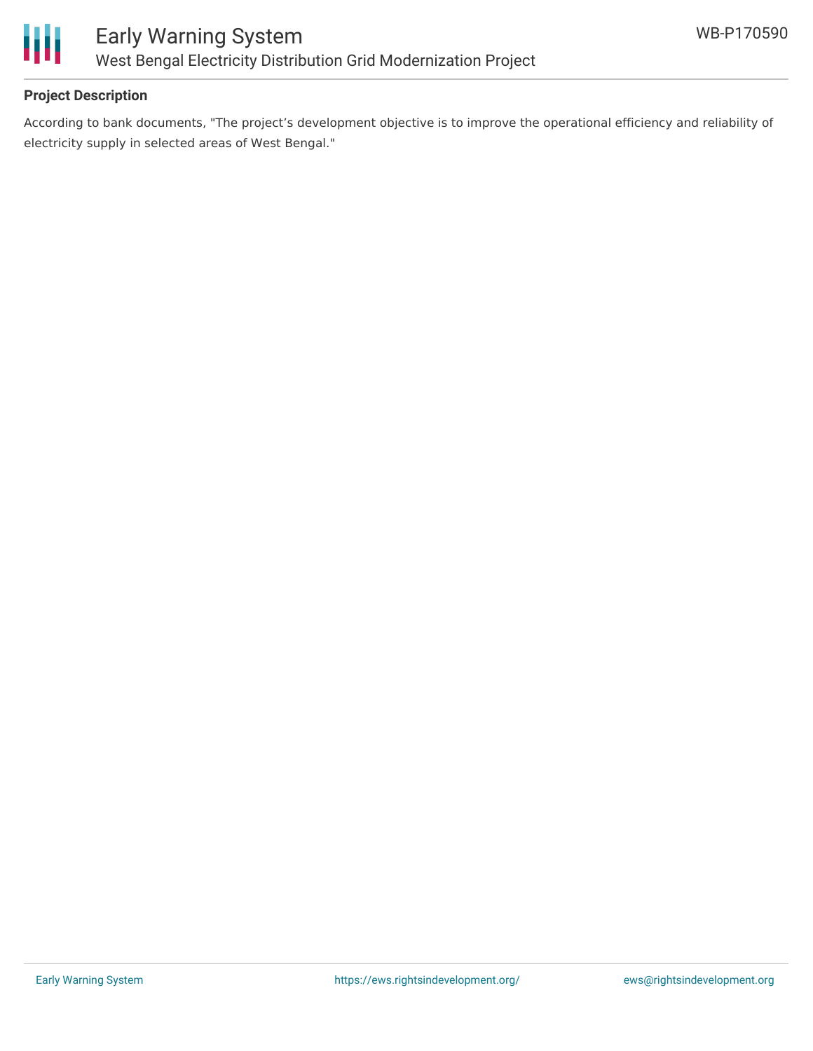## Project Description

According to bank documents, "The project's development objective is to improve the operational efficiency and reliability of electricity supply in selected areas of West Bengal."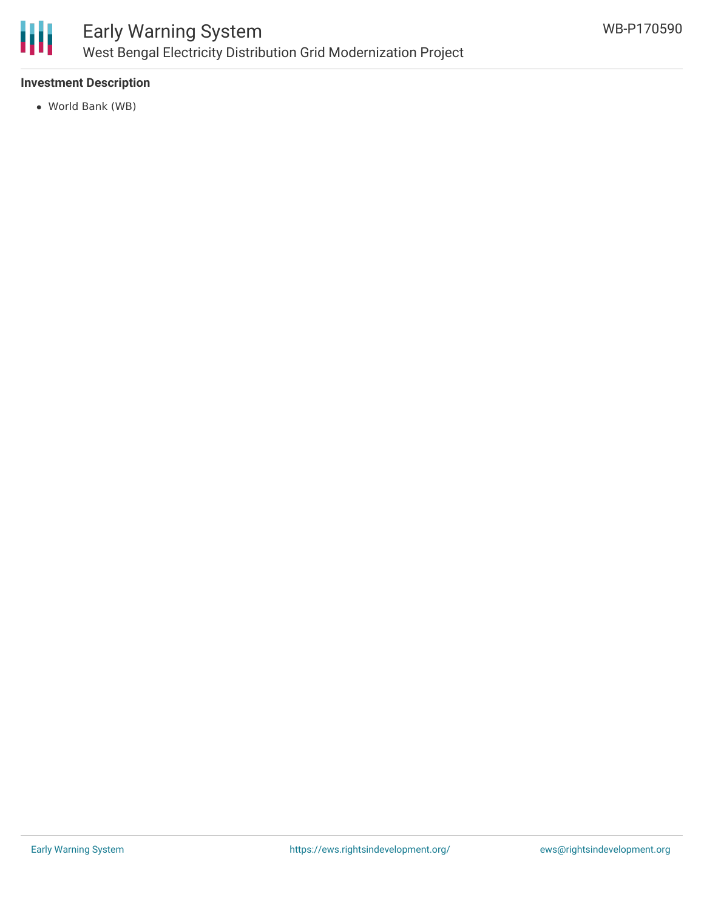**Investment Description**

- World Bank (WB)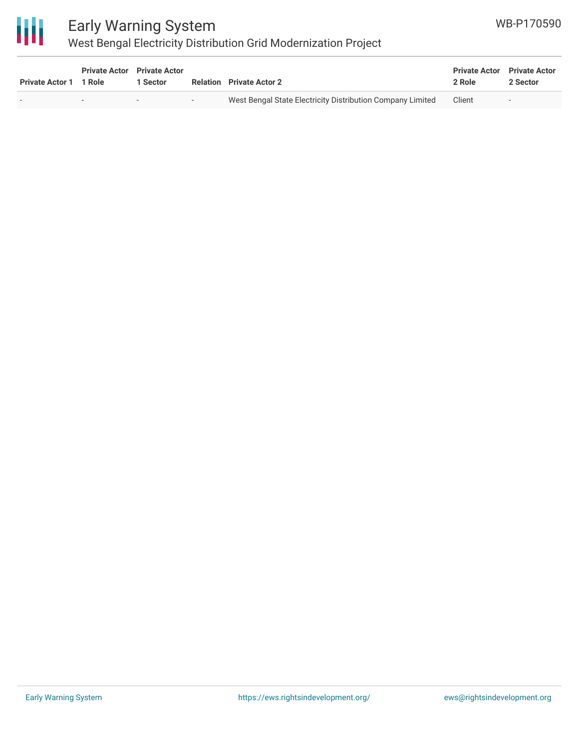| Private Actor 1 | Private Actor 1 Role | Private Actor 1 Sector | Relation | Private Actor 2 | Private Actor 2 Role | Private Actor 2 Sector |
| --- | --- | --- | --- | --- | --- | --- |
| - | - | - | - | West Bengal State Electricity Distribution Company Limited | Client | - |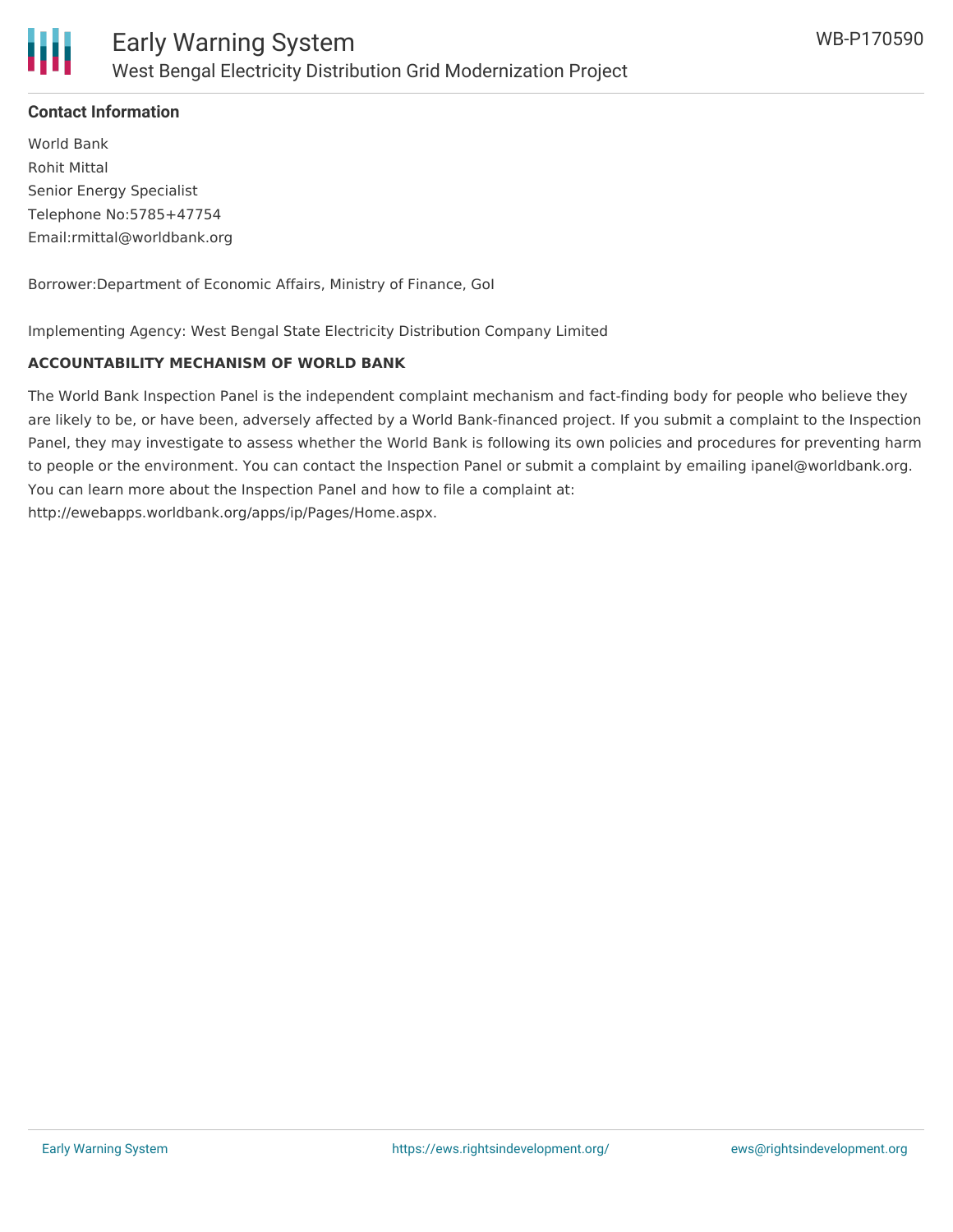## Contact Information

World Bank
Rohit Mittal
Senior Energy Specialist
Telephone No:5785+47754
Email:rmittal@worldbank.org

Borrower:Department of Economic Affairs, Ministry of Finance, GoI

Implementing Agency: West Bengal State Electricity Distribution Company Limited

**ACCOUNTABILITY MECHANISM OF WORLD BANK**

The World Bank Inspection Panel is the independent complaint mechanism and fact-finding body for people who believe they are likely to be, or have been, adversely affected by a World Bank-financed project. If you submit a complaint to the Inspection Panel, they may investigate to assess whether the World Bank is following its own policies and procedures for preventing harm to people or the environment. You can contact the Inspection Panel or submit a complaint by emailing ipanel@worldbank.org. You can learn more about the Inspection Panel and how to file a complaint at: http://ewebapps.worldbank.org/apps/ip/Pages/Home.aspx.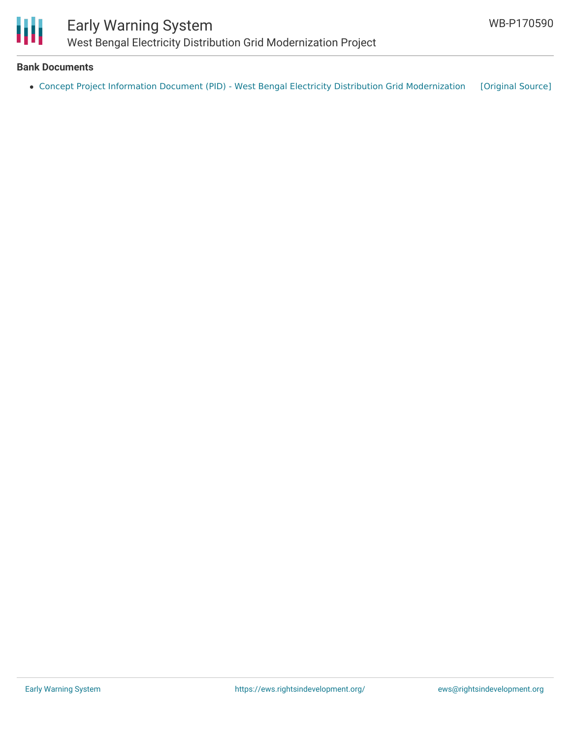**Bank Documents**

- Concept Project Information Document (PID) - West Bengal Electricity Distribution Grid Modernization [Original Source]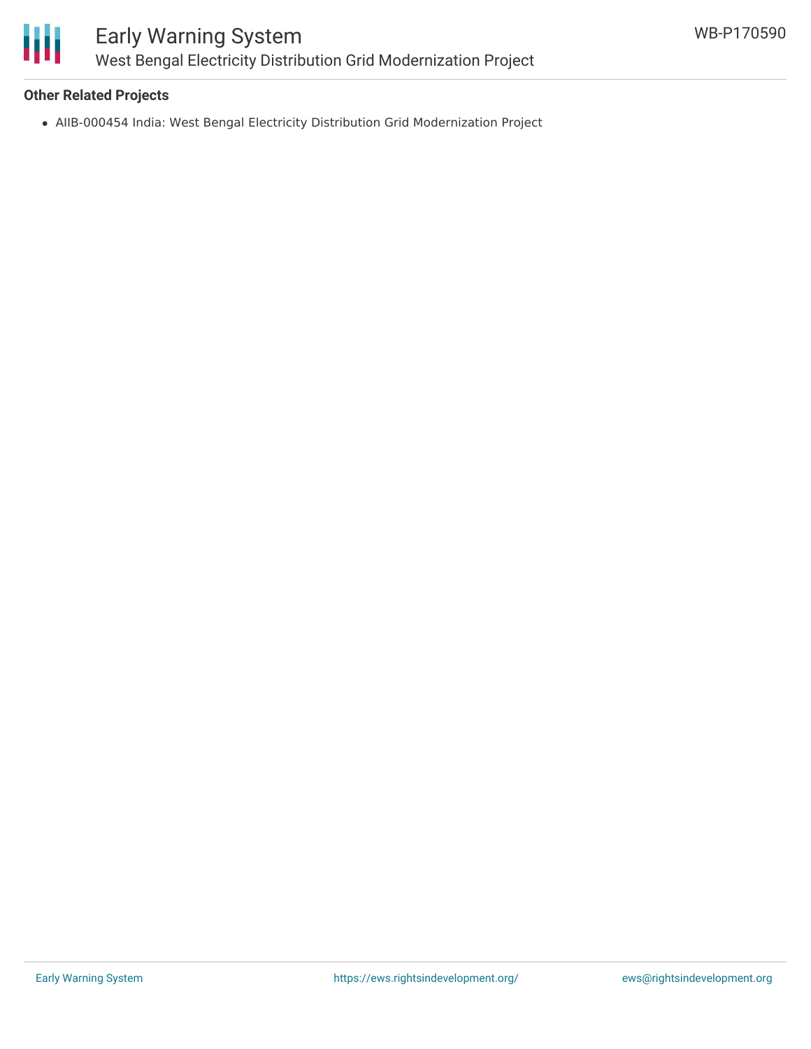**Other Related Projects**

- AIIB-000454 India: West Bengal Electricity Distribution Grid Modernization Project